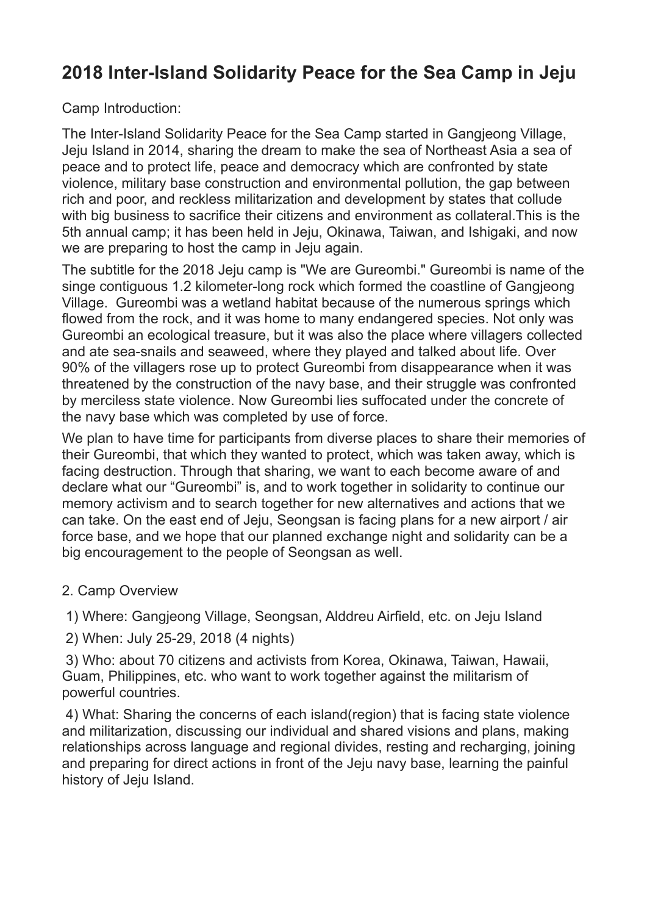# 2018 Inter-Island Solidarity Peace for the Sea Camp in Jeju

Camp Introduction:

The Inter-Island Solidarity Peace for the Sea Camp started in Gangjeong Village, Jeju Island in 2014, sharing the dream to make the sea of Northeast Asia a sea of peace and to protect life, peace and democracy which are confronted by state violence, military base construction and environmental pollution, the gap between rich and poor, and reckless militarization and development by states that collude with big business to sacrifice their citizens and environment as collateral.This is the 5th annual camp; it has been held in Jeju, Okinawa, Taiwan, and Ishigaki, and now we are preparing to host the camp in Jeju again.

The subtitle for the 2018 Jeju camp is "We are Gureombi." Gureombi is name of the singe contiguous 1.2 kilometer-long rock which formed the coastline of Gangjeong Village. Gureombi was a wetland habitat because of the numerous springs which flowed from the rock, and it was home to many endangered species. Not only was Gureombi an ecological treasure, but it was also the place where villagers collected and ate sea-snails and seaweed, where they played and talked about life. Over 90% of the villagers rose up to protect Gureombi from disappearance when it was threatened by the construction of the navy base, and their struggle was confronted by merciless state violence. Now Gureombi lies suffocated under the concrete of the navy base which was completed by use of force.

We plan to have time for participants from diverse places to share their memories of their Gureombi, that which they wanted to protect, which was taken away, which is facing destruction. Through that sharing, we want to each become aware of and declare what our “Gureombi” is, and to work together in solidarity to continue our memory activism and to search together for new alternatives and actions that we can take. On the east end of Jeju, Seongsan is facing plans for a new airport / air force base, and we hope that our planned exchange night and solidarity can be a big encouragement to the people of Seongsan as well.

2. Camp Overview

1) Where: Gangjeong Village, Seongsan, Alddreu Airfield, etc. on Jeju Island

2) When: July 25-29, 2018 (4 nights)

3) Who: about 70 citizens and activists from Korea, Okinawa, Taiwan, Hawaii, Guam, Philippines, etc. who want to work together against the militarism of powerful countries.

4) What: Sharing the concerns of each island(region) that is facing state violence and militarization, discussing our individual and shared visions and plans, making relationships across language and regional divides, resting and recharging, joining and preparing for direct actions in front of the Jeju navy base, learning the painful history of Jeju Island.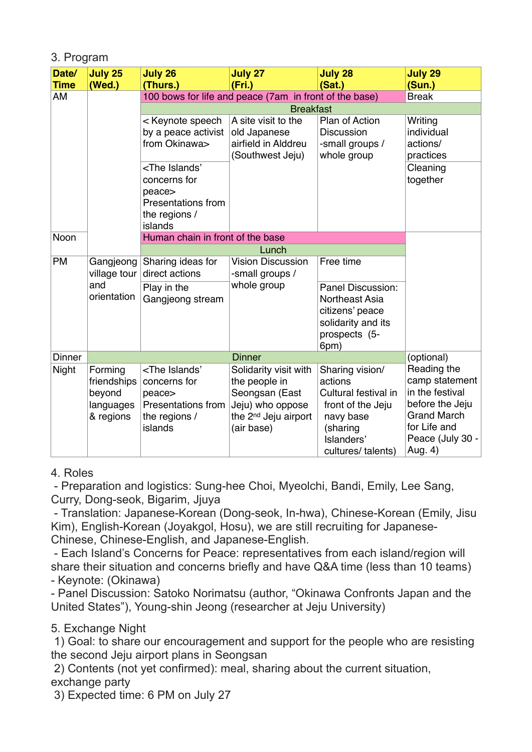3. Program

| Date/ Time | July 25 (Wed.) | July 26 (Thurs.) | July 27 (Fri.) | July 28 (Sat.) | July 29 (Sun.) |
|---|---|---|---|---|---|
| AM | | 100 bows for life and peace (7am in front of the base) | | | Break |
| | | Breakfast | | | |
| | | < Keynote speech by a peace activist from Okinawa> | A site visit to the old Japanese airfield in Alddreu (Southwest Jeju) | Plan of Action Discussion -small groups / whole group | Writing individual actions/ practices |
| | | <The Islands' concerns for peace> Presentations from the regions / islands | | | Cleaning together |
| Noon | | Human chain in front of the base | | | |
| | | Lunch | | | |
| PM | Gangjeong village tour and orientation | Sharing ideas for direct actions | Vision Discussion -small groups / whole group | Free time | |
| | | Play in the Gangjeong stream | | Panel Discussion: Northeast Asia citizens' peace solidarity and its prospects (5-6pm) | |
| Dinner | Dinner | | | | (optional) |
| Night | Forming friendships beyond languages & regions | <The Islands' concerns for peace> Presentations from the regions / islands | Solidarity visit with the people in Seongsan (East Jeju) who oppose the 2nd Jeju airport (air base) | Sharing vision/ actions Cultural festival in front of the Jeju navy base (sharing Islanders' cultures/ talents) | Reading the camp statement in the festival before the Jeju Grand March for Life and Peace (July 30 - Aug. 4) |

4. Roles

- Preparation and logistics: Sung-hee Choi, Myeolchi, Bandi, Emily, Lee Sang, Curry, Dong-seok, Bigarim, Jjuya
- Translation: Japanese-Korean (Dong-seok, In-hwa), Chinese-Korean (Emily, Jisu Kim), English-Korean (Joyakgol, Hosu), we are still recruiting for Japanese-Chinese, Chinese-English, and Japanese-English.
- Each Island's Concerns for Peace: representatives from each island/region will share their situation and concerns briefly and have Q&A time (less than 10 teams)
- Keynote: (Okinawa)
- Panel Discussion: Satoko Norimatsu (author, "Okinawa Confronts Japan and the United States"), Young-shin Jeong (researcher at Jeju University)

5. Exchange Night

1) Goal: to share our encouragement and support for the people who are resisting the second Jeju airport plans in Seongsan
2) Contents (not yet confirmed): meal, sharing about the current situation, exchange party
3) Expected time: 6 PM on July 27